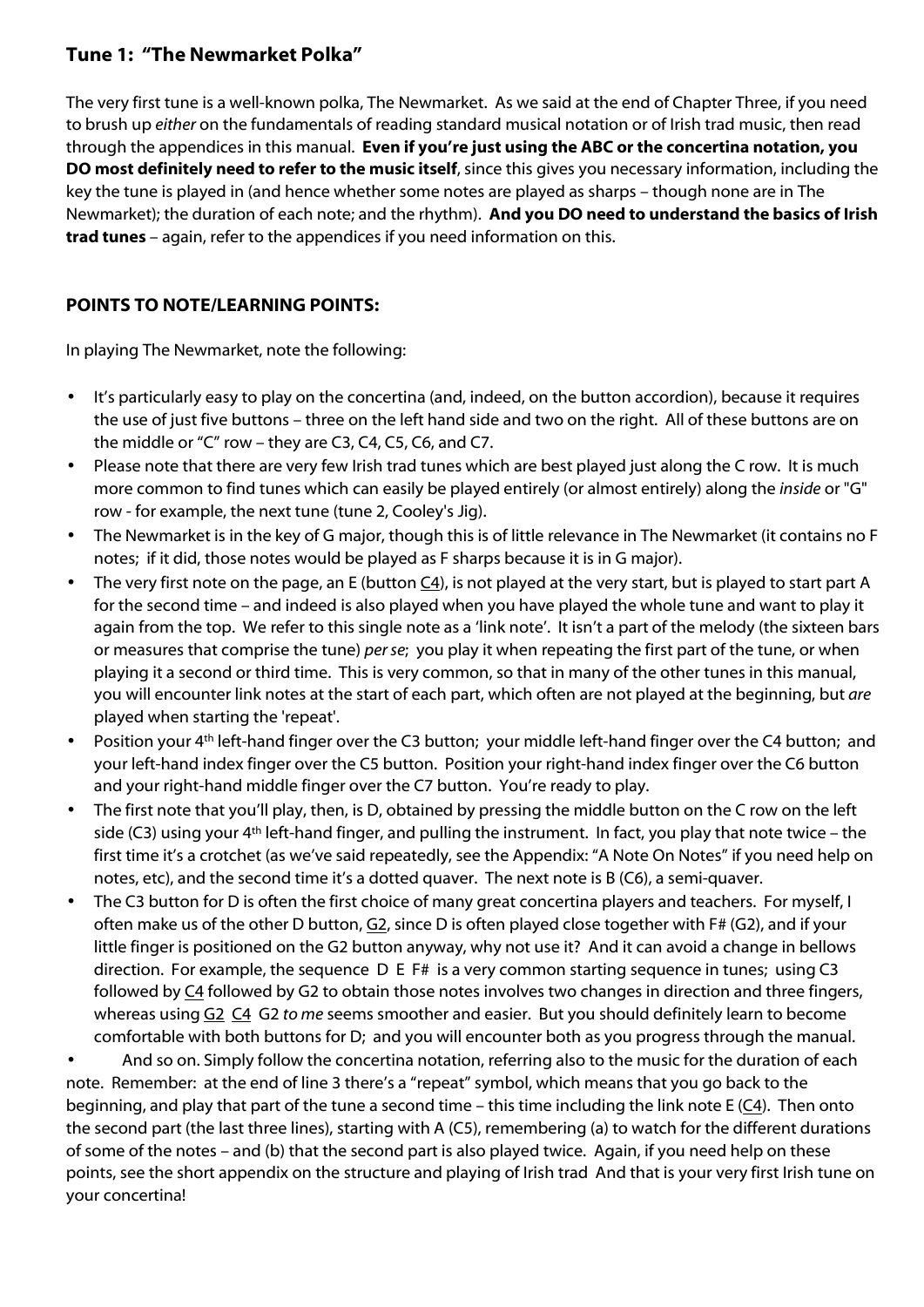## Tune 1: "The Newmarket Polka"

The very first tune is a well-known polka, The Newmarket. As we said at the end of Chapter Three, if you need to brush up *either* on the fundamentals of reading standard musical notation or of Irish trad music, then read through the appendices in this manual. **Even if you're just using the ABC or the concertina notation, you DO most definitely need to refer to the music itself**, since this gives you necessary information, including the key the tune is played in (and hence whether some notes are played as sharps – though none are in The Newmarket); the duration of each note; and the rhythm). **And you DO need to understand the basics of Irish trad tunes** – again, refer to the appendices if you need information on this.

### POINTS TO NOTE/LEARNING POINTS:

In playing The Newmarket, note the following:

- It's particularly easy to play on the concertina (and, indeed, on the button accordion), because it requires the use of just five buttons – three on the left hand side and two on the right. All of these buttons are on the middle or "C" row – they are C3, C4, C5, C6, and C7.
- Please note that there are very few Irish trad tunes which are best played just along the C row. It is much more common to find tunes which can easily be played entirely (or almost entirely) along the *inside* or "G" row - for example, the next tune (tune 2, Cooley's Jig).
- The Newmarket is in the key of G major, though this is of little relevance in The Newmarket (it contains no F notes; if it did, those notes would be played as F sharps because it is in G major).
- The very first note on the page, an E (button <u>C4</u>), is not played at the very start, but is played to start part A for the second time – and indeed is also played when you have played the whole tune and want to play it again from the top. We refer to this single note as a 'link note'. It isn't a part of the melody (the sixteen bars or measures that comprise the tune) *per se*; you play it when repeating the first part of the tune, or when playing it a second or third time. This is very common, so that in many of the other tunes in this manual, you will encounter link notes at the start of each part, which often are not played at the beginning, but *are* played when starting the 'repeat'.
- Position your 4th left-hand finger over the C3 button; your middle left-hand finger over the C4 button; and your left-hand index finger over the C5 button. Position your right-hand index finger over the C6 button and your right-hand middle finger over the C7 button. You're ready to play.
- The first note that you'll play, then, is D, obtained by pressing the middle button on the C row on the left side (C3) using your 4th left-hand finger, and pulling the instrument. In fact, you play that note twice – the first time it's a crotchet (as we've said repeatedly, see the Appendix: "A Note On Notes" if you need help on notes, etc), and the second time it's a dotted quaver. The next note is B (C6), a semi-quaver.
- The C3 button for D is often the first choice of many great concertina players and teachers. For myself, I often make us of the other D button, <u>G2</u>, since D is often played close together with F# (G2), and if your little finger is positioned on the G2 button anyway, why not use it? And it can avoid a change in bellows direction. For example, the sequence D E F# is a very common starting sequence in tunes; using C3 followed by <u>C4</u> followed by G2 to obtain those notes involves two changes in direction and three fingers, whereas using <u>G2</u> <u>C4</u> G2 *to me* seems smoother and easier. But you should definitely learn to become comfortable with both buttons for D; and you will encounter both as you progress through the manual.
- And so on. Simply follow the concertina notation, referring also to the music for the duration of each note. Remember: at the end of line 3 there's a "repeat" symbol, which means that you go back to the beginning, and play that part of the tune a second time – this time including the link note E (<u>C4</u>). Then onto the second part (the last three lines), starting with A (C5), remembering (a) to watch for the different durations of some of the notes – and (b) that the second part is also played twice. Again, if you need help on these points, see the short appendix on the structure and playing of Irish trad And that is your very first Irish tune on your concertina!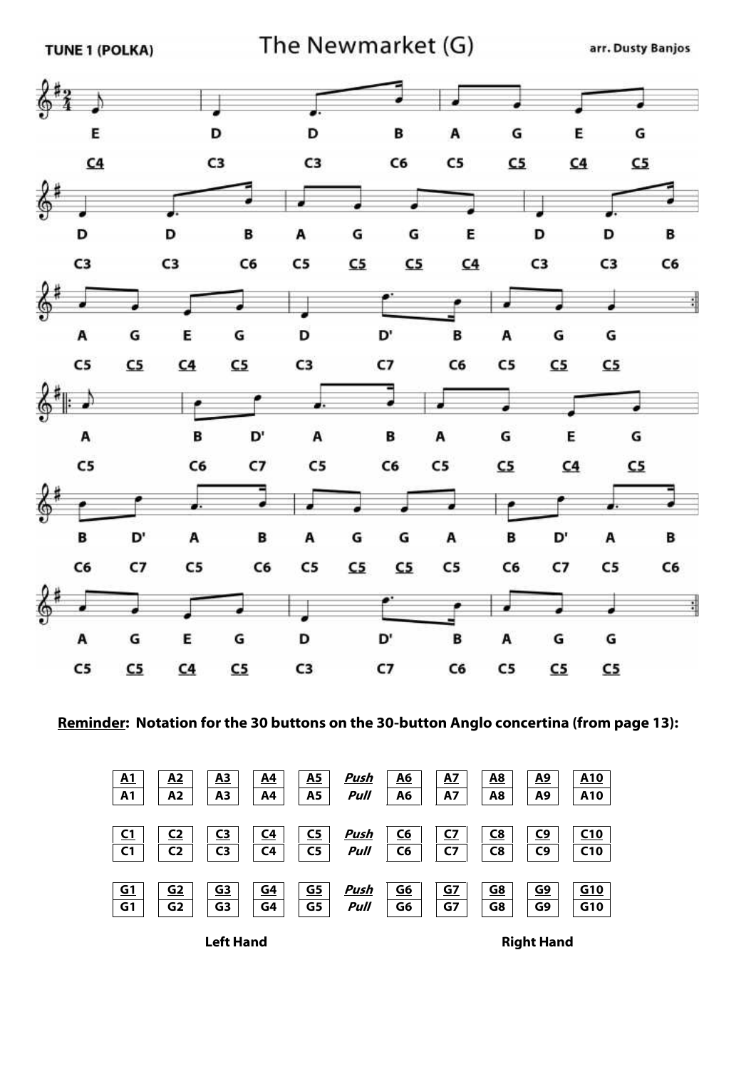**TUNE 1 (POLKA)**

# The Newmarket (G)

**arr. Dusty Banjos**

E D D B A G E G

<u>C4</u> C3 C3 C6 C5 <u>C5</u> <u>C4</u> <u>C5</u>

D D B A G G E D D B

C3 C3 C6 C5 <u>C5</u> <u>C5</u> <u>C4</u> C3 C3 C6

A G E G D D' B A G G

C5 <u>C5</u> <u>C4</u> <u>C5</u> C3 C7 C6 C5 <u>C5</u> <u>C5</u>

A B D' A B A G E G

C5 C6 C7 C5 C6 C5 <u>C5</u> <u>C4</u> <u>C5</u>

B D' A B A G G A B D' A B

C6 C7 C5 C6 C5 <u>C5</u> <u>C5</u> C5 C6 C7 C5 C6

A G E G D D' B A G G

C5 <u>C5</u> <u>C4</u> <u>C5</u> C3 C7 C6 C5 <u>C5</u> <u>C5</u>

**<u>Reminder</u>: Notation for the 30 buttons on the 30-button Anglo concertina (from page 13):**

| | | | | | | | | | | |
|---|---|---|---|---|---|---|---|---|---|---|
| <u>A1</u> | <u>A2</u> | <u>A3</u> | <u>A4</u> | <u>A5</u> | ***<u>Push</u>*** | <u>A6</u> | <u>A7</u> | <u>A8</u> | <u>A9</u> | <u>A10</u> |
| A1 | A2 | A3 | A4 | A5 | ***Pull*** | A6 | A7 | A8 | A9 | A10 |
| <u>C1</u> | <u>C2</u> | <u>C3</u> | <u>C4</u> | <u>C5</u> | ***<u>Push</u>*** | <u>C6</u> | <u>C7</u> | <u>C8</u> | <u>C9</u> | <u>C10</u> |
| C1 | C2 | C3 | C4 | C5 | ***Pull*** | C6 | C7 | C8 | C9 | C10 |
| <u>G1</u> | <u>G2</u> | <u>G3</u> | <u>G4</u> | <u>G5</u> | ***<u>Push</u>*** | <u>G6</u> | <u>G7</u> | <u>G8</u> | <u>G9</u> | <u>G10</u> |
| G1 | G2 | G3 | G4 | G5 | ***Pull*** | G6 | G7 | G8 | G9 | G10 |

**Left Hand** **Right Hand**